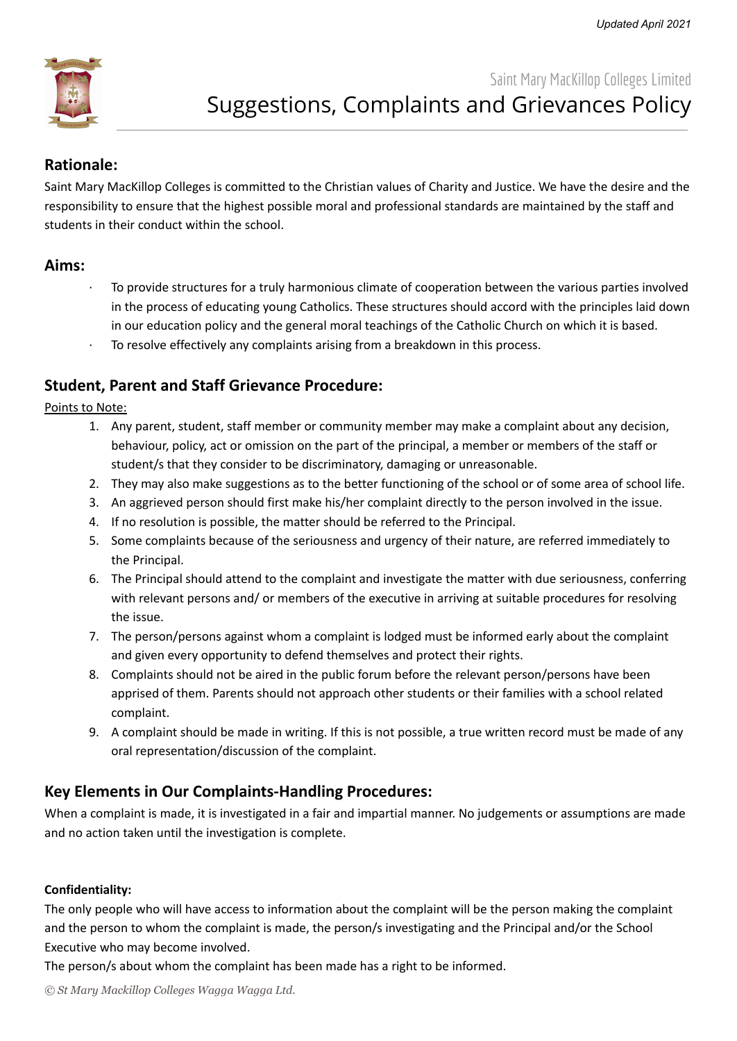Updated April 2021

Saint Mary MacKillop Colleges Limited

# Suggestions, Complaints and Grievances Policy

## Rationale:

Saint Mary MacKillop Colleges is committed to the Christian values of Charity and Justice. We have the desire and the responsibility to ensure that the highest possible moral and professional standards are maintained by the staff and students in their conduct within the school.

## Aims:

- To provide structures for a truly harmonious climate of cooperation between the various parties involved in the process of educating young Catholics. These structures should accord with the principles laid down in our education policy and the general moral teachings of the Catholic Church on which it is based.
- To resolve effectively any complaints arising from a breakdown in this process.

## Student, Parent and Staff Grievance Procedure:

Points to Note:

1. Any parent, student, staff member or community member may make a complaint about any decision, behaviour, policy, act or omission on the part of the principal, a member or members of the staff or student/s that they consider to be discriminatory, damaging or unreasonable.
2. They may also make suggestions as to the better functioning of the school or of some area of school life.
3. An aggrieved person should first make his/her complaint directly to the person involved in the issue.
4. If no resolution is possible, the matter should be referred to the Principal.
5. Some complaints because of the seriousness and urgency of their nature, are referred immediately to the Principal.
6. The Principal should attend to the complaint and investigate the matter with due seriousness, conferring with relevant persons and/ or members of the executive in arriving at suitable procedures for resolving the issue.
7. The person/persons against whom a complaint is lodged must be informed early about the complaint and given every opportunity to defend themselves and protect their rights.
8. Complaints should not be aired in the public forum before the relevant person/persons have been apprised of them. Parents should not approach other students or their families with a school related complaint.
9. A complaint should be made in writing. If this is not possible, a true written record must be made of any oral representation/discussion of the complaint.

## Key Elements in Our Complaints-Handling Procedures:

When a complaint is made, it is investigated in a fair and impartial manner. No judgements or assumptions are made and no action taken until the investigation is complete.

**Confidentiality:**

The only people who will have access to information about the complaint will be the person making the complaint and the person to whom the complaint is made, the person/s investigating and the Principal and/or the School Executive who may become involved.

The person/s about whom the complaint has been made has a right to be informed.

*© St Mary Mackillop Colleges Wagga Wagga Ltd.*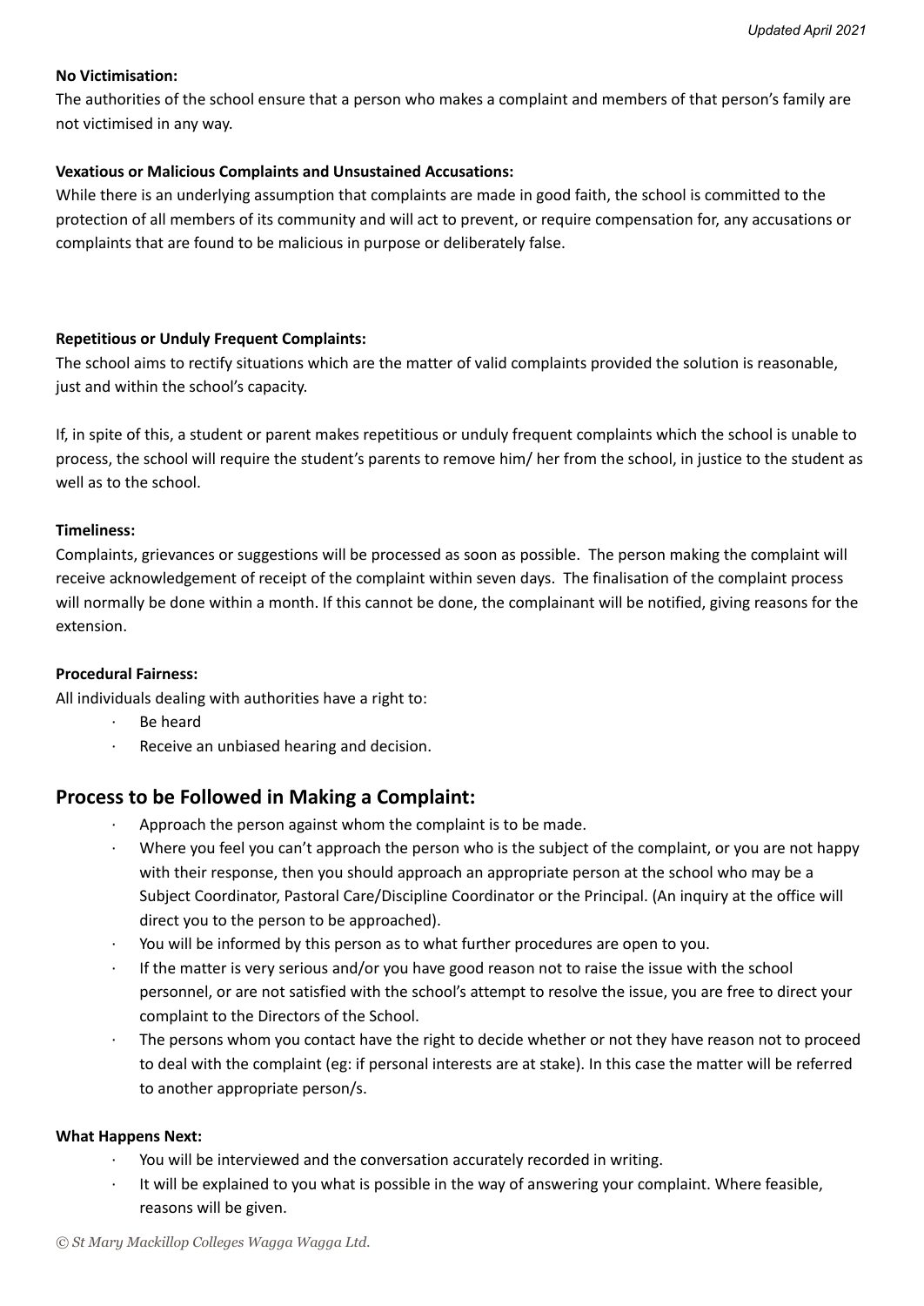**No Victimisation:**
The authorities of the school ensure that a person who makes a complaint and members of that person's family are not victimised in any way.

**Vexatious or Malicious Complaints and Unsustained Accusations:**
While there is an underlying assumption that complaints are made in good faith, the school is committed to the protection of all members of its community and will act to prevent, or require compensation for, any accusations or complaints that are found to be malicious in purpose or deliberately false.

**Repetitious or Unduly Frequent Complaints:**
The school aims to rectify situations which are the matter of valid complaints provided the solution is reasonable, just and within the school's capacity.

If, in spite of this, a student or parent makes repetitious or unduly frequent complaints which the school is unable to process, the school will require the student's parents to remove him/ her from the school, in justice to the student as well as to the school.

**Timeliness:**
Complaints, grievances or suggestions will be processed as soon as possible. The person making the complaint will receive acknowledgement of receipt of the complaint within seven days. The finalisation of the complaint process will normally be done within a month. If this cannot be done, the complainant will be notified, giving reasons for the extension.

**Procedural Fairness:**
All individuals dealing with authorities have a right to:

- Be heard
- Receive an unbiased hearing and decision.

## Process to be Followed in Making a Complaint:

- Approach the person against whom the complaint is to be made.
- Where you feel you can't approach the person who is the subject of the complaint, or you are not happy with their response, then you should approach an appropriate person at the school who may be a Subject Coordinator, Pastoral Care/Discipline Coordinator or the Principal. (An inquiry at the office will direct you to the person to be approached).
- You will be informed by this person as to what further procedures are open to you.
- If the matter is very serious and/or you have good reason not to raise the issue with the school personnel, or are not satisfied with the school's attempt to resolve the issue, you are free to direct your complaint to the Directors of the School.
- The persons whom you contact have the right to decide whether or not they have reason not to proceed to deal with the complaint (eg: if personal interests are at stake). In this case the matter will be referred to another appropriate person/s.

**What Happens Next:**

- You will be interviewed and the conversation accurately recorded in writing.
- It will be explained to you what is possible in the way of answering your complaint. Where feasible, reasons will be given.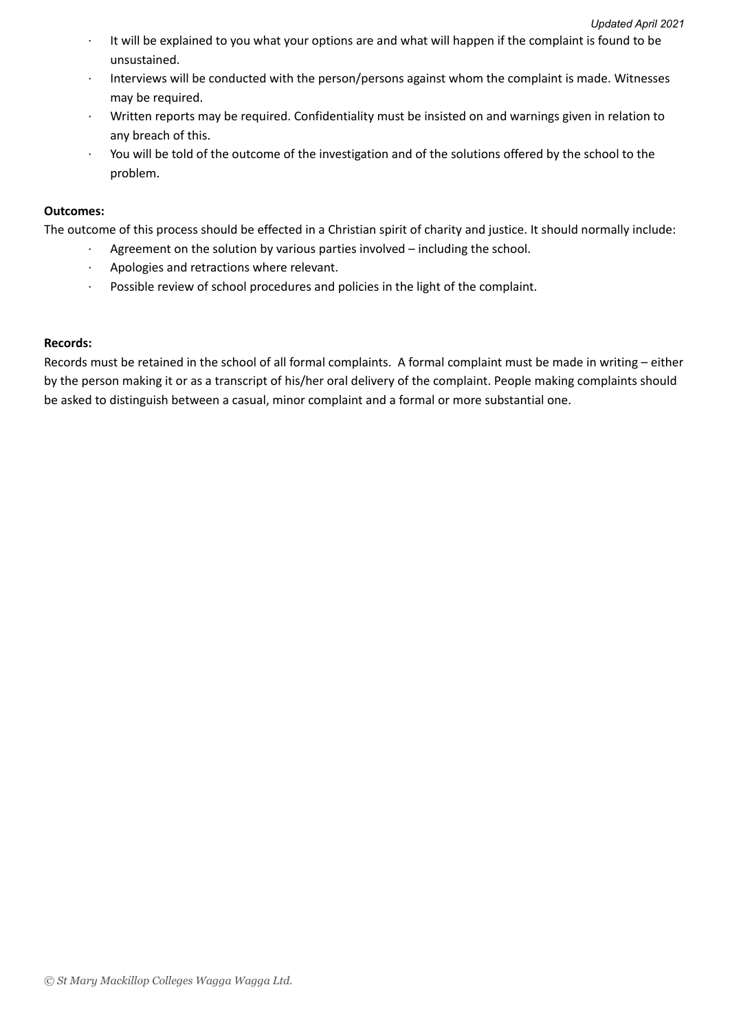- It will be explained to you what your options are and what will happen if the complaint is found to be unsustained.
- Interviews will be conducted with the person/persons against whom the complaint is made. Witnesses may be required.
- Written reports may be required. Confidentiality must be insisted on and warnings given in relation to any breach of this.
- You will be told of the outcome of the investigation and of the solutions offered by the school to the problem.

**Outcomes:**

The outcome of this process should be effected in a Christian spirit of charity and justice. It should normally include:

- Agreement on the solution by various parties involved – including the school.
- Apologies and retractions where relevant.
- Possible review of school procedures and policies in the light of the complaint.

**Records:**

Records must be retained in the school of all formal complaints. A formal complaint must be made in writing – either by the person making it or as a transcript of his/her oral delivery of the complaint. People making complaints should be asked to distinguish between a casual, minor complaint and a formal or more substantial one.